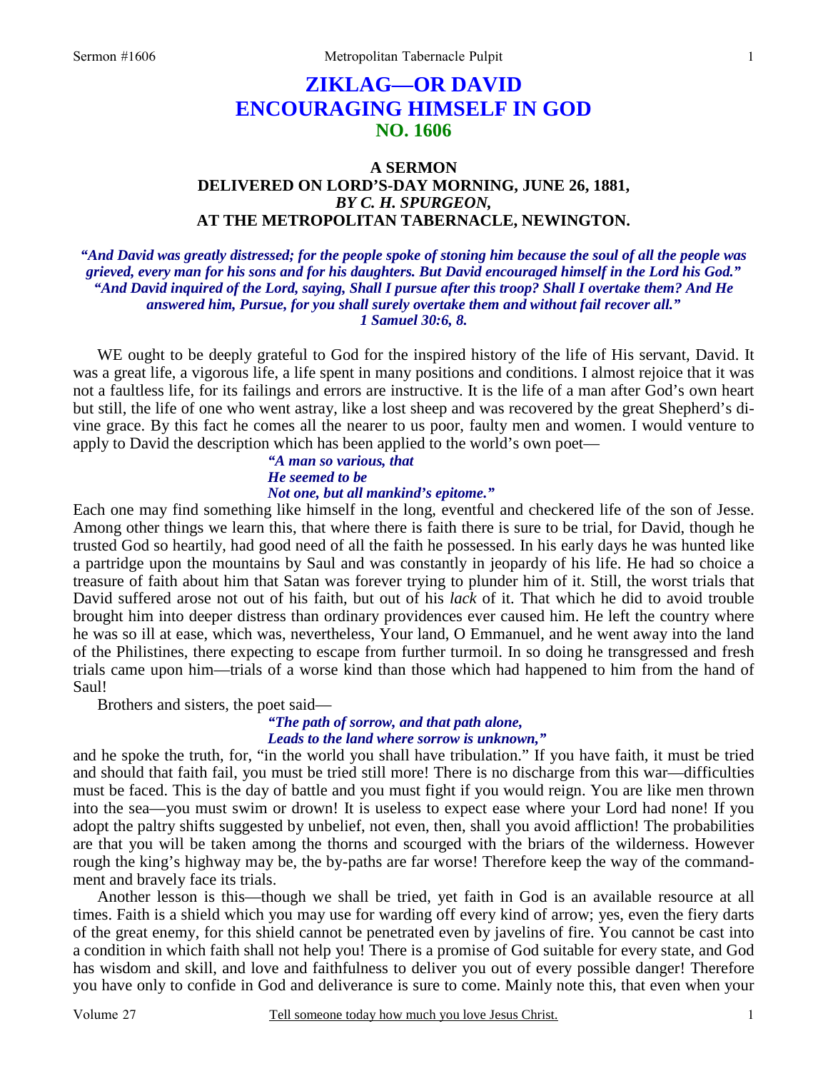# ZIKLAG—OR DAVID ENCOURAGING HIMSELF IN GOD
## NO. 1606

### A SERMON
### DELIVERED ON LORD'S-DAY MORNING, JUNE 26, 1881,
### *BY C. H. SPURGEON,*
### AT THE METROPOLITAN TABERNACLE, NEWINGTON.

***"And David was greatly distressed; for the people spoke of stoning him because the soul of all the people was grieved, every man for his sons and for his daughters. But David encouraged himself in the Lord his God." "And David inquired of the Lord, saying, Shall I pursue after this troop? Shall I overtake them? And He answered him, Pursue, for you shall surely overtake them and without fail recover all." 1 Samuel 30:6, 8.***

WE ought to be deeply grateful to God for the inspired history of the life of His servant, David. It was a great life, a vigorous life, a life spent in many positions and conditions. I almost rejoice that it was not a faultless life, for its failings and errors are instructive. It is the life of a man after God's own heart but still, the life of one who went astray, like a lost sheep and was recovered by the great Shepherd's divine grace. By this fact he comes all the nearer to us poor, faulty men and women. I would venture to apply to David the description which has been applied to the world's own poet—

> ***"A man so various, that***
> ***He seemed to be***
> ***Not one, but all mankind's epitome."***

Each one may find something like himself in the long, eventful and checkered life of the son of Jesse. Among other things we learn this, that where there is faith there is sure to be trial, for David, though he trusted God so heartily, had good need of all the faith he possessed. In his early days he was hunted like a partridge upon the mountains by Saul and was constantly in jeopardy of his life. He had so choice a treasure of faith about him that Satan was forever trying to plunder him of it. Still, the worst trials that David suffered arose not out of his faith, but out of his *lack* of it. That which he did to avoid trouble brought him into deeper distress than ordinary providences ever caused him. He left the country where he was so ill at ease, which was, nevertheless, Your land, O Emmanuel, and he went away into the land of the Philistines, there expecting to escape from further turmoil. In so doing he transgressed and fresh trials came upon him—trials of a worse kind than those which had happened to him from the hand of Saul!

Brothers and sisters, the poet said—

> ***"The path of sorrow, and that path alone,***
> ***Leads to the land where sorrow is unknown,"***

and he spoke the truth, for, "in the world you shall have tribulation." If you have faith, it must be tried and should that faith fail, you must be tried still more! There is no discharge from this war—difficulties must be faced. This is the day of battle and you must fight if you would reign. You are like men thrown into the sea—you must swim or drown! It is useless to expect ease where your Lord had none! If you adopt the paltry shifts suggested by unbelief, not even, then, shall you avoid affliction! The probabilities are that you will be taken among the thorns and scourged with the briars of the wilderness. However rough the king's highway may be, the by-paths are far worse! Therefore keep the way of the commandment and bravely face its trials.

Another lesson is this—though we shall be tried, yet faith in God is an available resource at all times. Faith is a shield which you may use for warding off every kind of arrow; yes, even the fiery darts of the great enemy, for this shield cannot be penetrated even by javelins of fire. You cannot be cast into a condition in which faith shall not help you! There is a promise of God suitable for every state, and God has wisdom and skill, and love and faithfulness to deliver you out of every possible danger! Therefore you have only to confide in God and deliverance is sure to come. Mainly note this, that even when your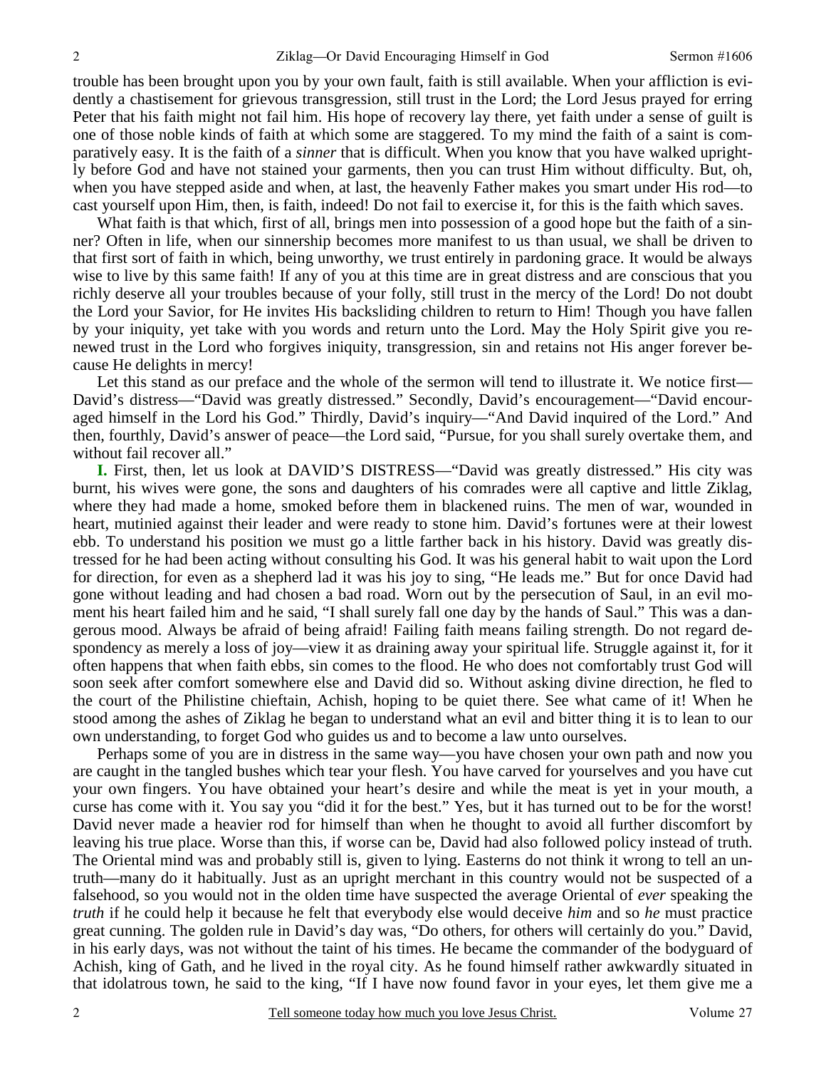trouble has been brought upon you by your own fault, faith is still available. When your affliction is evidently a chastisement for grievous transgression, still trust in the Lord; the Lord Jesus prayed for erring Peter that his faith might not fail him. His hope of recovery lay there, yet faith under a sense of guilt is one of those noble kinds of faith at which some are staggered. To my mind the faith of a saint is comparatively easy. It is the faith of a *sinner* that is difficult. When you know that you have walked uprightly before God and have not stained your garments, then you can trust Him without difficulty. But, oh, when you have stepped aside and when, at last, the heavenly Father makes you smart under His rod—to cast yourself upon Him, then, is faith, indeed! Do not fail to exercise it, for this is the faith which saves.

What faith is that which, first of all, brings men into possession of a good hope but the faith of a sinner? Often in life, when our sinnership becomes more manifest to us than usual, we shall be driven to that first sort of faith in which, being unworthy, we trust entirely in pardoning grace. It would be always wise to live by this same faith! If any of you at this time are in great distress and are conscious that you richly deserve all your troubles because of your folly, still trust in the mercy of the Lord! Do not doubt the Lord your Savior, for He invites His backsliding children to return to Him! Though you have fallen by your iniquity, yet take with you words and return unto the Lord. May the Holy Spirit give you renewed trust in the Lord who forgives iniquity, transgression, sin and retains not His anger forever because He delights in mercy!

Let this stand as our preface and the whole of the sermon will tend to illustrate it. We notice first—David's distress—"David was greatly distressed." Secondly, David's encouragement—"David encouraged himself in the Lord his God." Thirdly, David's inquiry—"And David inquired of the Lord." And then, fourthly, David's answer of peace—the Lord said, "Pursue, for you shall surely overtake them, and without fail recover all."

**I.** First, then, let us look at DAVID'S DISTRESS—"David was greatly distressed." His city was burnt, his wives were gone, the sons and daughters of his comrades were all captive and little Ziklag, where they had made a home, smoked before them in blackened ruins. The men of war, wounded in heart, mutinied against their leader and were ready to stone him. David's fortunes were at their lowest ebb. To understand his position we must go a little farther back in his history. David was greatly distressed for he had been acting without consulting his God. It was his general habit to wait upon the Lord for direction, for even as a shepherd lad it was his joy to sing, "He leads me." But for once David had gone without leading and had chosen a bad road. Worn out by the persecution of Saul, in an evil moment his heart failed him and he said, "I shall surely fall one day by the hands of Saul." This was a dangerous mood. Always be afraid of being afraid! Failing faith means failing strength. Do not regard despondency as merely a loss of joy—view it as draining away your spiritual life. Struggle against it, for it often happens that when faith ebbs, sin comes to the flood. He who does not comfortably trust God will soon seek after comfort somewhere else and David did so. Without asking divine direction, he fled to the court of the Philistine chieftain, Achish, hoping to be quiet there. See what came of it! When he stood among the ashes of Ziklag he began to understand what an evil and bitter thing it is to lean to our own understanding, to forget God who guides us and to become a law unto ourselves.

Perhaps some of you are in distress in the same way—you have chosen your own path and now you are caught in the tangled bushes which tear your flesh. You have carved for yourselves and you have cut your own fingers. You have obtained your heart's desire and while the meat is yet in your mouth, a curse has come with it. You say you "did it for the best." Yes, but it has turned out to be for the worst! David never made a heavier rod for himself than when he thought to avoid all further discomfort by leaving his true place. Worse than this, if worse can be, David had also followed policy instead of truth. The Oriental mind was and probably still is, given to lying. Easterns do not think it wrong to tell an untruth—many do it habitually. Just as an upright merchant in this country would not be suspected of a falsehood, so you would not in the olden time have suspected the average Oriental of *ever* speaking the *truth* if he could help it because he felt that everybody else would deceive *him* and so *he* must practice great cunning. The golden rule in David's day was, "Do others, for others will certainly do you." David, in his early days, was not without the taint of his times. He became the commander of the bodyguard of Achish, king of Gath, and he lived in the royal city. As he found himself rather awkwardly situated in that idolatrous town, he said to the king, "If I have now found favor in your eyes, let them give me a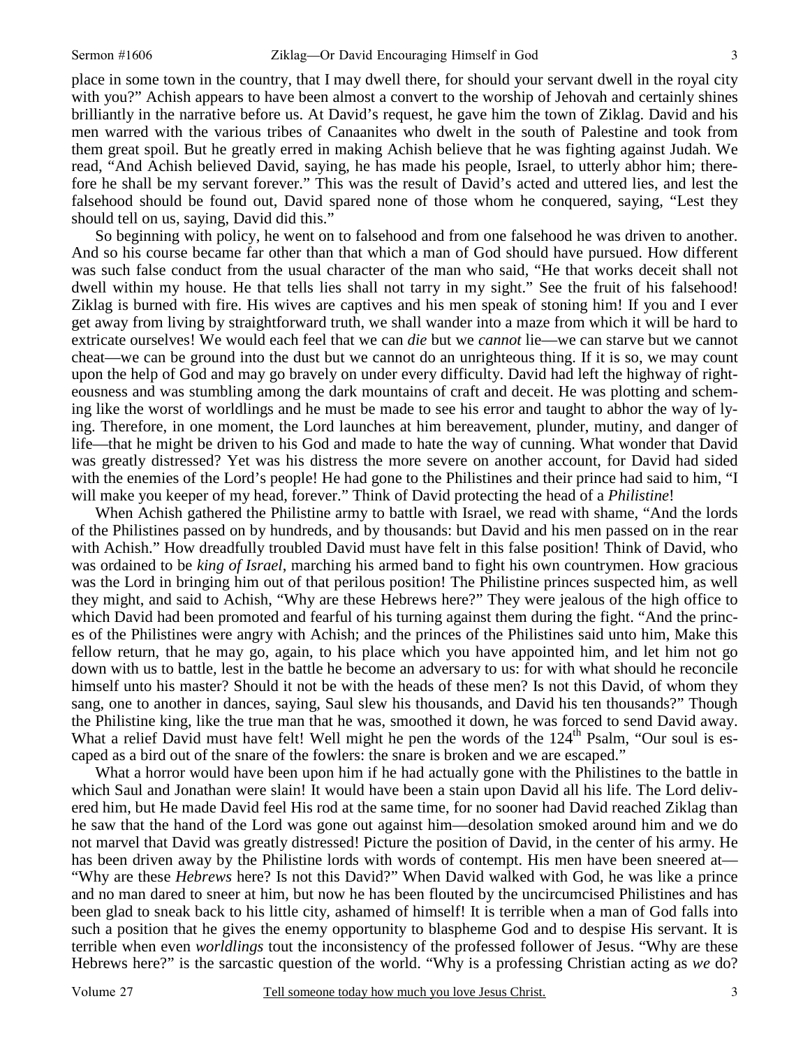place in some town in the country, that I may dwell there, for should your servant dwell in the royal city with you?" Achish appears to have been almost a convert to the worship of Jehovah and certainly shines brilliantly in the narrative before us. At David's request, he gave him the town of Ziklag. David and his men warred with the various tribes of Canaanites who dwelt in the south of Palestine and took from them great spoil. But he greatly erred in making Achish believe that he was fighting against Judah. We read, "And Achish believed David, saying, he has made his people, Israel, to utterly abhor him; therefore he shall be my servant forever." This was the result of David's acted and uttered lies, and lest the falsehood should be found out, David spared none of those whom he conquered, saying, "Lest they should tell on us, saying, David did this."

So beginning with policy, he went on to falsehood and from one falsehood he was driven to another. And so his course became far other than that which a man of God should have pursued. How different was such false conduct from the usual character of the man who said, "He that works deceit shall not dwell within my house. He that tells lies shall not tarry in my sight." See the fruit of his falsehood! Ziklag is burned with fire. His wives are captives and his men speak of stoning him! If you and I ever get away from living by straightforward truth, we shall wander into a maze from which it will be hard to extricate ourselves! We would each feel that we can *die* but we *cannot* lie—we can starve but we cannot cheat—we can be ground into the dust but we cannot do an unrighteous thing. If it is so, we may count upon the help of God and may go bravely on under every difficulty. David had left the highway of righteousness and was stumbling among the dark mountains of craft and deceit. He was plotting and scheming like the worst of worldlings and he must be made to see his error and taught to abhor the way of lying. Therefore, in one moment, the Lord launches at him bereavement, plunder, mutiny, and danger of life—that he might be driven to his God and made to hate the way of cunning. What wonder that David was greatly distressed? Yet was his distress the more severe on another account, for David had sided with the enemies of the Lord's people! He had gone to the Philistines and their prince had said to him, "I will make you keeper of my head, forever." Think of David protecting the head of a *Philistine*!

When Achish gathered the Philistine army to battle with Israel, we read with shame, "And the lords of the Philistines passed on by hundreds, and by thousands: but David and his men passed on in the rear with Achish." How dreadfully troubled David must have felt in this false position! Think of David, who was ordained to be *king of Israel*, marching his armed band to fight his own countrymen. How gracious was the Lord in bringing him out of that perilous position! The Philistine princes suspected him, as well they might, and said to Achish, "Why are these Hebrews here?" They were jealous of the high office to which David had been promoted and fearful of his turning against them during the fight. "And the princes of the Philistines were angry with Achish; and the princes of the Philistines said unto him, Make this fellow return, that he may go, again, to his place which you have appointed him, and let him not go down with us to battle, lest in the battle he become an adversary to us: for with what should he reconcile himself unto his master? Should it not be with the heads of these men? Is not this David, of whom they sang, one to another in dances, saying, Saul slew his thousands, and David his ten thousands?" Though the Philistine king, like the true man that he was, smoothed it down, he was forced to send David away. What a relief David must have felt! Well might he pen the words of the 124th Psalm, "Our soul is escaped as a bird out of the snare of the fowlers: the snare is broken and we are escaped."

What a horror would have been upon him if he had actually gone with the Philistines to the battle in which Saul and Jonathan were slain! It would have been a stain upon David all his life. The Lord delivered him, but He made David feel His rod at the same time, for no sooner had David reached Ziklag than he saw that the hand of the Lord was gone out against him—desolation smoked around him and we do not marvel that David was greatly distressed! Picture the position of David, in the center of his army. He has been driven away by the Philistine lords with words of contempt. His men have been sneered at—"Why are these *Hebrews* here? Is not this David?" When David walked with God, he was like a prince and no man dared to sneer at him, but now he has been flouted by the uncircumcised Philistines and has been glad to sneak back to his little city, ashamed of himself! It is terrible when a man of God falls into such a position that he gives the enemy opportunity to blaspheme God and to despise His servant. It is terrible when even *worldlings* tout the inconsistency of the professed follower of Jesus. "Why are these Hebrews here?" is the sarcastic question of the world. "Why is a professing Christian acting as *we* do?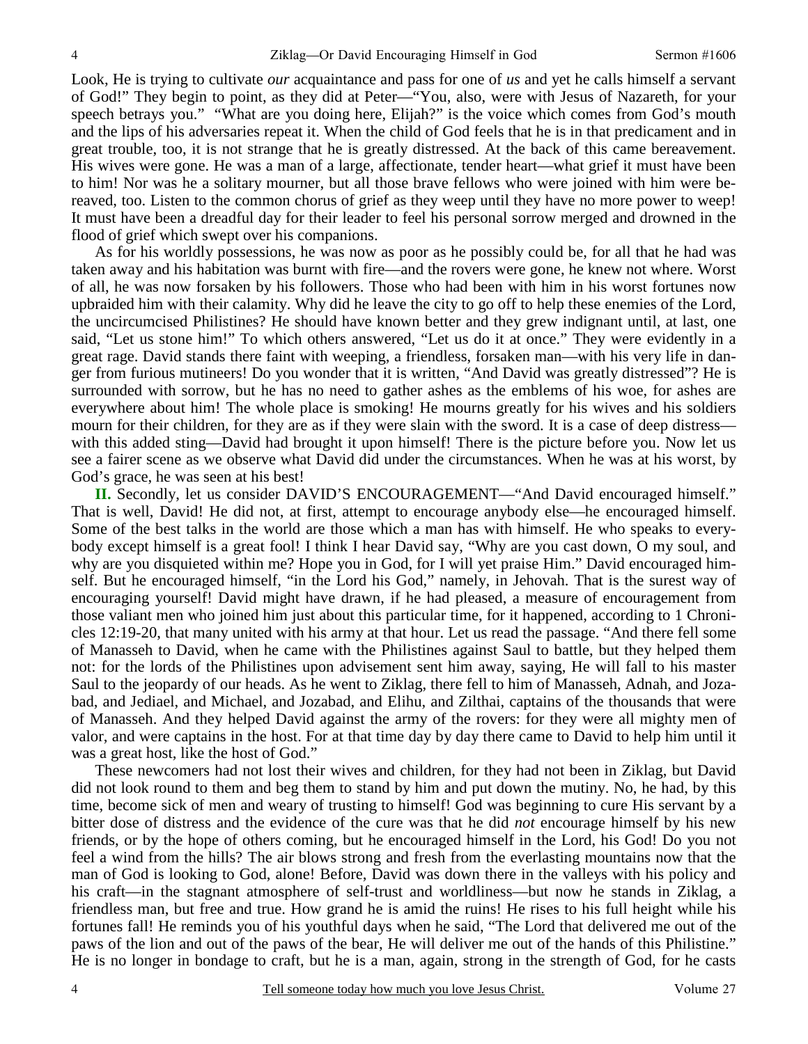Look, He is trying to cultivate *our* acquaintance and pass for one of *us* and yet he calls himself a servant of God!" They begin to point, as they did at Peter—"You, also, were with Jesus of Nazareth, for your speech betrays you." "What are you doing here, Elijah?" is the voice which comes from God's mouth and the lips of his adversaries repeat it. When the child of God feels that he is in that predicament and in great trouble, too, it is not strange that he is greatly distressed. At the back of this came bereavement. His wives were gone. He was a man of a large, affectionate, tender heart—what grief it must have been to him! Nor was he a solitary mourner, but all those brave fellows who were joined with him were bereaved, too. Listen to the common chorus of grief as they weep until they have no more power to weep! It must have been a dreadful day for their leader to feel his personal sorrow merged and drowned in the flood of grief which swept over his companions.

As for his worldly possessions, he was now as poor as he possibly could be, for all that he had was taken away and his habitation was burnt with fire—and the rovers were gone, he knew not where. Worst of all, he was now forsaken by his followers. Those who had been with him in his worst fortunes now upbraided him with their calamity. Why did he leave the city to go off to help these enemies of the Lord, the uncircumcised Philistines? He should have known better and they grew indignant until, at last, one said, "Let us stone him!" To which others answered, "Let us do it at once." They were evidently in a great rage. David stands there faint with weeping, a friendless, forsaken man—with his very life in danger from furious mutineers! Do you wonder that it is written, "And David was greatly distressed"? He is surrounded with sorrow, but he has no need to gather ashes as the emblems of his woe, for ashes are everywhere about him! The whole place is smoking! He mourns greatly for his wives and his soldiers mourn for their children, for they are as if they were slain with the sword. It is a case of deep distress—with this added sting—David had brought it upon himself! There is the picture before you. Now let us see a fairer scene as we observe what David did under the circumstances. When he was at his worst, by God's grace, he was seen at his best!

**II.** Secondly, let us consider DAVID'S ENCOURAGEMENT—"And David encouraged himself." That is well, David! He did not, at first, attempt to encourage anybody else—he encouraged himself. Some of the best talks in the world are those which a man has with himself. He who speaks to everybody except himself is a great fool! I think I hear David say, "Why are you cast down, O my soul, and why are you disquieted within me? Hope you in God, for I will yet praise Him." David encouraged himself. But he encouraged himself, "in the Lord his God," namely, in Jehovah. That is the surest way of encouraging yourself! David might have drawn, if he had pleased, a measure of encouragement from those valiant men who joined him just about this particular time, for it happened, according to 1 Chronicles 12:19-20, that many united with his army at that hour. Let us read the passage. "And there fell some of Manasseh to David, when he came with the Philistines against Saul to battle, but they helped them not: for the lords of the Philistines upon advisement sent him away, saying, He will fall to his master Saul to the jeopardy of our heads. As he went to Ziklag, there fell to him of Manasseh, Adnah, and Jozabad, and Jediael, and Michael, and Jozabad, and Elihu, and Zilthai, captains of the thousands that were of Manasseh. And they helped David against the army of the rovers: for they were all mighty men of valor, and were captains in the host. For at that time day by day there came to David to help him until it was a great host, like the host of God."

These newcomers had not lost their wives and children, for they had not been in Ziklag, but David did not look round to them and beg them to stand by him and put down the mutiny. No, he had, by this time, become sick of men and weary of trusting to himself! God was beginning to cure His servant by a bitter dose of distress and the evidence of the cure was that he did *not* encourage himself by his new friends, or by the hope of others coming, but he encouraged himself in the Lord, his God! Do you not feel a wind from the hills? The air blows strong and fresh from the everlasting mountains now that the man of God is looking to God, alone! Before, David was down there in the valleys with his policy and his craft—in the stagnant atmosphere of self-trust and worldliness—but now he stands in Ziklag, a friendless man, but free and true. How grand he is amid the ruins! He rises to his full height while his fortunes fall! He reminds you of his youthful days when he said, "The Lord that delivered me out of the paws of the lion and out of the paws of the bear, He will deliver me out of the hands of this Philistine." He is no longer in bondage to craft, but he is a man, again, strong in the strength of God, for he casts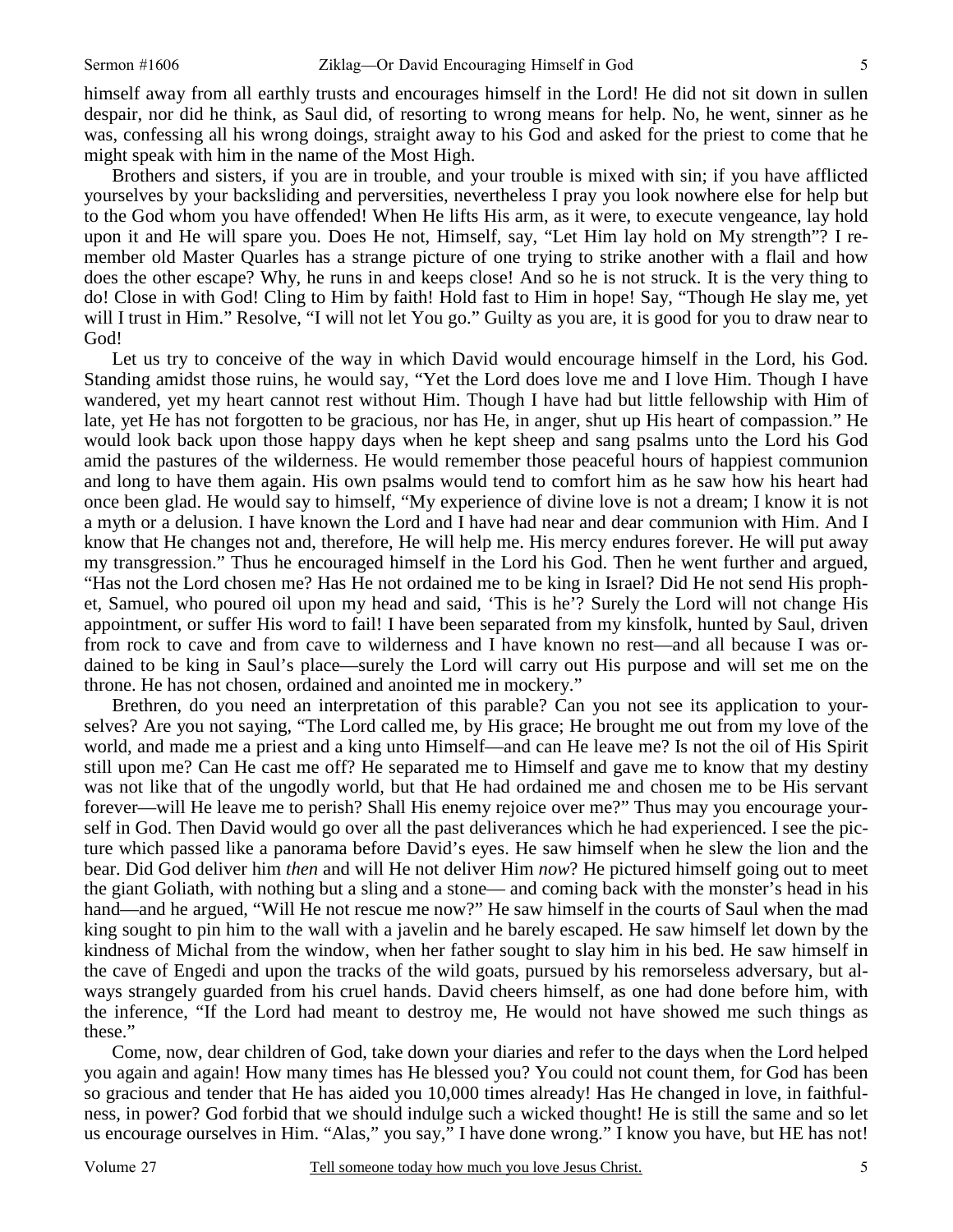himself away from all earthly trusts and encourages himself in the Lord! He did not sit down in sullen despair, nor did he think, as Saul did, of resorting to wrong means for help. No, he went, sinner as he was, confessing all his wrong doings, straight away to his God and asked for the priest to come that he might speak with him in the name of the Most High.

Brothers and sisters, if you are in trouble, and your trouble is mixed with sin; if you have afflicted yourselves by your backsliding and perversities, nevertheless I pray you look nowhere else for help but to the God whom you have offended! When He lifts His arm, as it were, to execute vengeance, lay hold upon it and He will spare you. Does He not, Himself, say, "Let Him lay hold on My strength"? I remember old Master Quarles has a strange picture of one trying to strike another with a flail and how does the other escape? Why, he runs in and keeps close! And so he is not struck. It is the very thing to do! Close in with God! Cling to Him by faith! Hold fast to Him in hope! Say, "Though He slay me, yet will I trust in Him." Resolve, "I will not let You go." Guilty as you are, it is good for you to draw near to God!

Let us try to conceive of the way in which David would encourage himself in the Lord, his God. Standing amidst those ruins, he would say, "Yet the Lord does love me and I love Him. Though I have wandered, yet my heart cannot rest without Him. Though I have had but little fellowship with Him of late, yet He has not forgotten to be gracious, nor has He, in anger, shut up His heart of compassion." He would look back upon those happy days when he kept sheep and sang psalms unto the Lord his God amid the pastures of the wilderness. He would remember those peaceful hours of happiest communion and long to have them again. His own psalms would tend to comfort him as he saw how his heart had once been glad. He would say to himself, "My experience of divine love is not a dream; I know it is not a myth or a delusion. I have known the Lord and I have had near and dear communion with Him. And I know that He changes not and, therefore, He will help me. His mercy endures forever. He will put away my transgression." Thus he encouraged himself in the Lord his God. Then he went further and argued, "Has not the Lord chosen me? Has He not ordained me to be king in Israel? Did He not send His prophet, Samuel, who poured oil upon my head and said, 'This is he'? Surely the Lord will not change His appointment, or suffer His word to fail! I have been separated from my kinsfolk, hunted by Saul, driven from rock to cave and from cave to wilderness and I have known no rest—and all because I was ordained to be king in Saul's place—surely the Lord will carry out His purpose and will set me on the throne. He has not chosen, ordained and anointed me in mockery."

Brethren, do you need an interpretation of this parable? Can you not see its application to yourselves? Are you not saying, "The Lord called me, by His grace; He brought me out from my love of the world, and made me a priest and a king unto Himself—and can He leave me? Is not the oil of His Spirit still upon me? Can He cast me off? He separated me to Himself and gave me to know that my destiny was not like that of the ungodly world, but that He had ordained me and chosen me to be His servant forever—will He leave me to perish? Shall His enemy rejoice over me?" Thus may you encourage yourself in God. Then David would go over all the past deliverances which he had experienced. I see the picture which passed like a panorama before David's eyes. He saw himself when he slew the lion and the bear. Did God deliver him *then* and will He not deliver Him *now*? He pictured himself going out to meet the giant Goliath, with nothing but a sling and a stone— and coming back with the monster's head in his hand—and he argued, "Will He not rescue me now?" He saw himself in the courts of Saul when the mad king sought to pin him to the wall with a javelin and he barely escaped. He saw himself let down by the kindness of Michal from the window, when her father sought to slay him in his bed. He saw himself in the cave of Engedi and upon the tracks of the wild goats, pursued by his remorseless adversary, but always strangely guarded from his cruel hands. David cheers himself, as one had done before him, with the inference, "If the Lord had meant to destroy me, He would not have showed me such things as these."

Come, now, dear children of God, take down your diaries and refer to the days when the Lord helped you again and again! How many times has He blessed you? You could not count them, for God has been so gracious and tender that He has aided you 10,000 times already! Has He changed in love, in faithfulness, in power? God forbid that we should indulge such a wicked thought! He is still the same and so let us encourage ourselves in Him. "Alas," you say," I have done wrong." I know you have, but HE has not!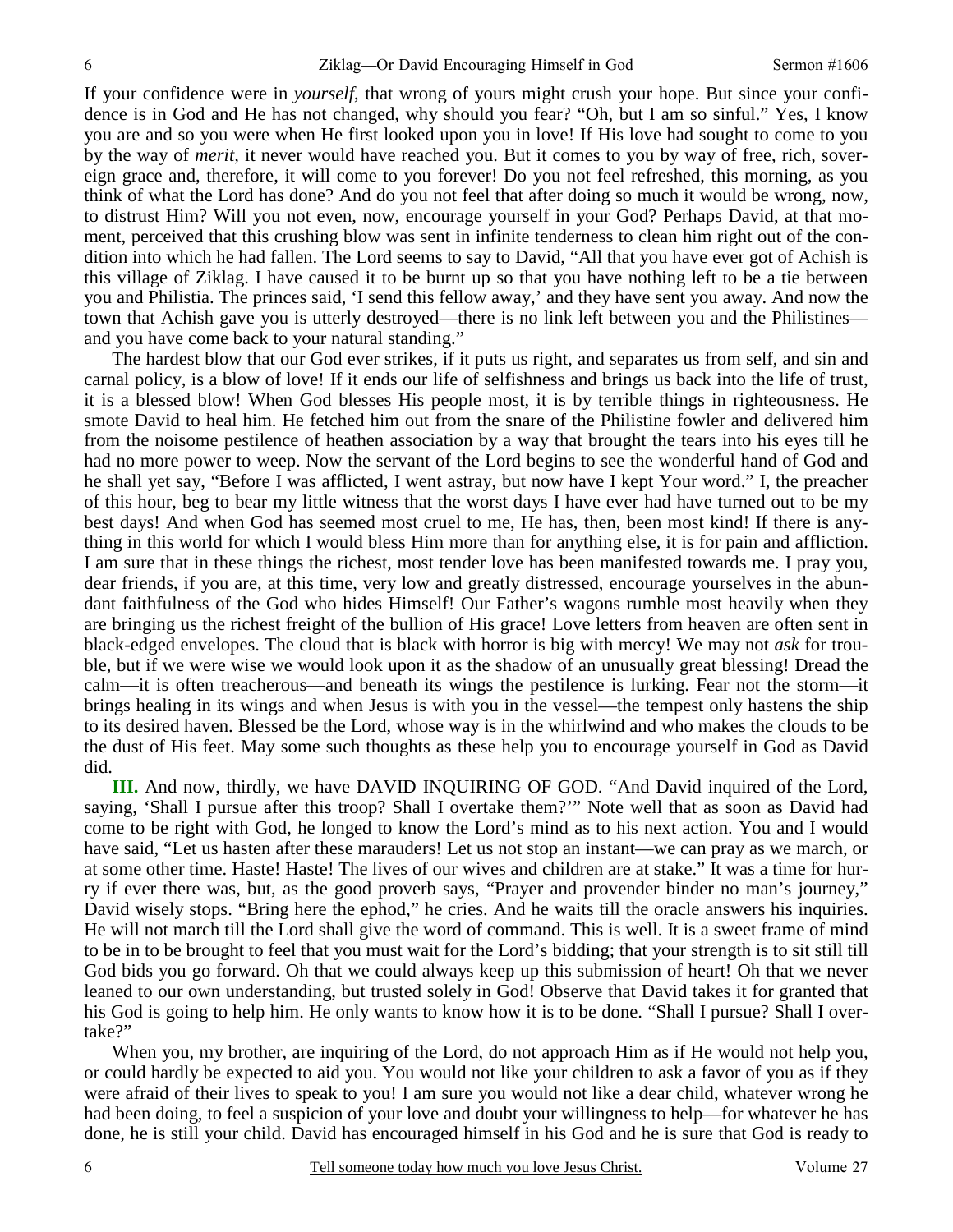If your confidence were in *yourself*, that wrong of yours might crush your hope. But since your confidence is in God and He has not changed, why should you fear? "Oh, but I am so sinful." Yes, I know you are and so you were when He first looked upon you in love! If His love had sought to come to you by the way of *merit*, it never would have reached you. But it comes to you by way of free, rich, sovereign grace and, therefore, it will come to you forever! Do you not feel refreshed, this morning, as you think of what the Lord has done? And do you not feel that after doing so much it would be wrong, now, to distrust Him? Will you not even, now, encourage yourself in your God? Perhaps David, at that moment, perceived that this crushing blow was sent in infinite tenderness to clean him right out of the condition into which he had fallen. The Lord seems to say to David, "All that you have ever got of Achish is this village of Ziklag. I have caused it to be burnt up so that you have nothing left to be a tie between you and Philistia. The princes said, 'I send this fellow away,' and they have sent you away. And now the town that Achish gave you is utterly destroyed—there is no link left between you and the Philistines—and you have come back to your natural standing."

The hardest blow that our God ever strikes, if it puts us right, and separates us from self, and sin and carnal policy, is a blow of love! If it ends our life of selfishness and brings us back into the life of trust, it is a blessed blow! When God blesses His people most, it is by terrible things in righteousness. He smote David to heal him. He fetched him out from the snare of the Philistine fowler and delivered him from the noisome pestilence of heathen association by a way that brought the tears into his eyes till he had no more power to weep. Now the servant of the Lord begins to see the wonderful hand of God and he shall yet say, "Before I was afflicted, I went astray, but now have I kept Your word." I, the preacher of this hour, beg to bear my little witness that the worst days I have ever had have turned out to be my best days! And when God has seemed most cruel to me, He has, then, been most kind! If there is anything in this world for which I would bless Him more than for anything else, it is for pain and affliction. I am sure that in these things the richest, most tender love has been manifested towards me. I pray you, dear friends, if you are, at this time, very low and greatly distressed, encourage yourselves in the abundant faithfulness of the God who hides Himself! Our Father's wagons rumble most heavily when they are bringing us the richest freight of the bullion of His grace! Love letters from heaven are often sent in black-edged envelopes. The cloud that is black with horror is big with mercy! We may not *ask* for trouble, but if we were wise we would look upon it as the shadow of an unusually great blessing! Dread the calm—it is often treacherous—and beneath its wings the pestilence is lurking. Fear not the storm—it brings healing in its wings and when Jesus is with you in the vessel—the tempest only hastens the ship to its desired haven. Blessed be the Lord, whose way is in the whirlwind and who makes the clouds to be the dust of His feet. May some such thoughts as these help you to encourage yourself in God as David did.

**III.** And now, thirdly, we have DAVID INQUIRING OF GOD. "And David inquired of the Lord, saying, 'Shall I pursue after this troop? Shall I overtake them?'" Note well that as soon as David had come to be right with God, he longed to know the Lord's mind as to his next action. You and I would have said, "Let us hasten after these marauders! Let us not stop an instant—we can pray as we march, or at some other time. Haste! Haste! The lives of our wives and children are at stake." It was a time for hurry if ever there was, but, as the good proverb says, "Prayer and provender binder no man's journey," David wisely stops. "Bring here the ephod," he cries. And he waits till the oracle answers his inquiries. He will not march till the Lord shall give the word of command. This is well. It is a sweet frame of mind to be in to be brought to feel that you must wait for the Lord's bidding; that your strength is to sit still till God bids you go forward. Oh that we could always keep up this submission of heart! Oh that we never leaned to our own understanding, but trusted solely in God! Observe that David takes it for granted that his God is going to help him. He only wants to know how it is to be done. "Shall I pursue? Shall I overtake?"

When you, my brother, are inquiring of the Lord, do not approach Him as if He would not help you, or could hardly be expected to aid you. You would not like your children to ask a favor of you as if they were afraid of their lives to speak to you! I am sure you would not like a dear child, whatever wrong he had been doing, to feel a suspicion of your love and doubt your willingness to help—for whatever he has done, he is still your child. David has encouraged himself in his God and he is sure that God is ready to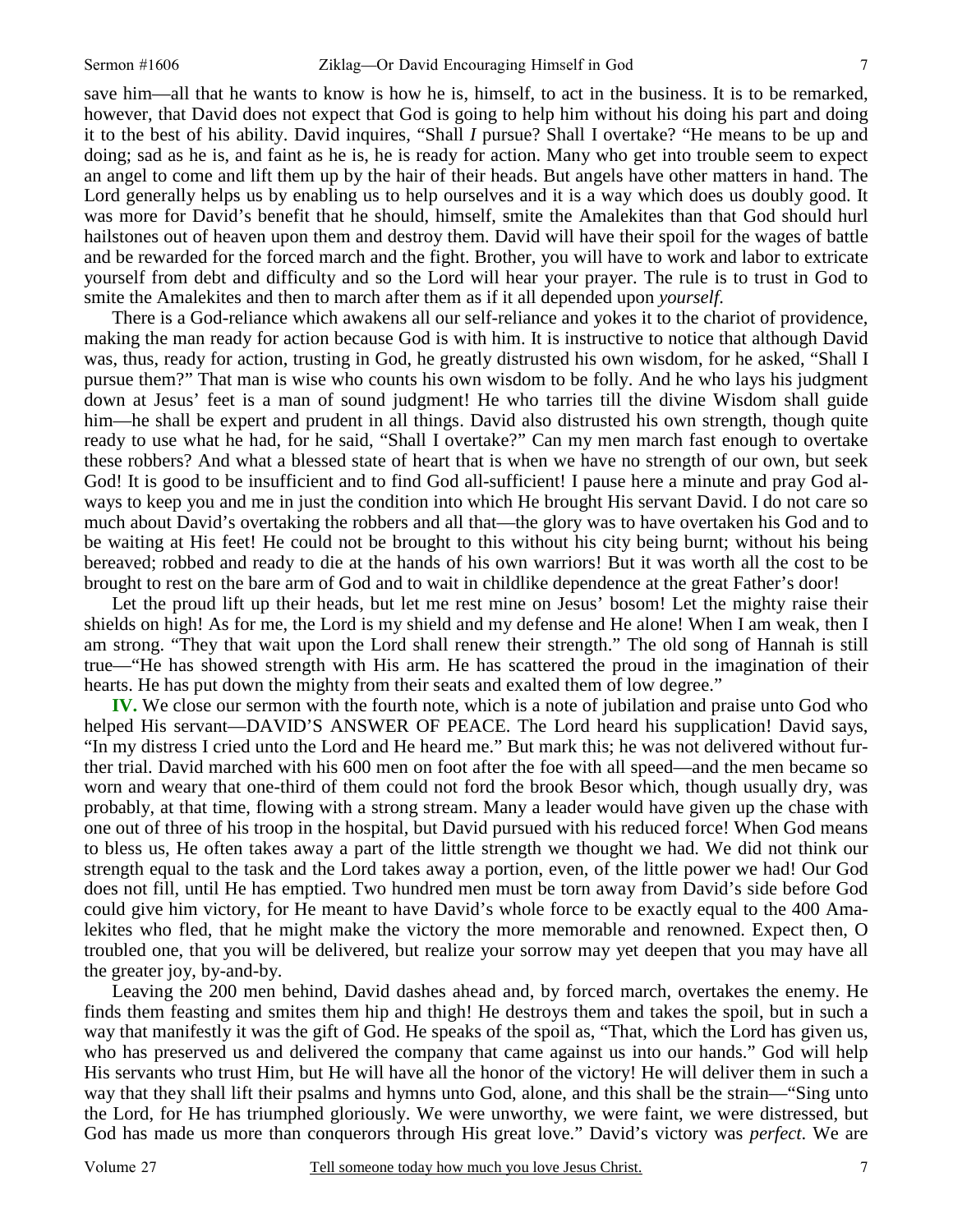save him—all that he wants to know is how he is, himself, to act in the business. It is to be remarked, however, that David does not expect that God is going to help him without his doing his part and doing it to the best of his ability. David inquires, "Shall *I* pursue? Shall I overtake? "He means to be up and doing; sad as he is, and faint as he is, he is ready for action. Many who get into trouble seem to expect an angel to come and lift them up by the hair of their heads. But angels have other matters in hand. The Lord generally helps us by enabling us to help ourselves and it is a way which does us doubly good. It was more for David's benefit that he should, himself, smite the Amalekites than that God should hurl hailstones out of heaven upon them and destroy them. David will have their spoil for the wages of battle and be rewarded for the forced march and the fight. Brother, you will have to work and labor to extricate yourself from debt and difficulty and so the Lord will hear your prayer. The rule is to trust in God to smite the Amalekites and then to march after them as if it all depended upon *yourself*.

There is a God-reliance which awakens all our self-reliance and yokes it to the chariot of providence, making the man ready for action because God is with him. It is instructive to notice that although David was, thus, ready for action, trusting in God, he greatly distrusted his own wisdom, for he asked, "Shall I pursue them?" That man is wise who counts his own wisdom to be folly. And he who lays his judgment down at Jesus' feet is a man of sound judgment! He who tarries till the divine Wisdom shall guide him—he shall be expert and prudent in all things. David also distrusted his own strength, though quite ready to use what he had, for he said, "Shall I overtake?" Can my men march fast enough to overtake these robbers? And what a blessed state of heart that is when we have no strength of our own, but seek God! It is good to be insufficient and to find God all-sufficient! I pause here a minute and pray God always to keep you and me in just the condition into which He brought His servant David. I do not care so much about David's overtaking the robbers and all that—the glory was to have overtaken his God and to be waiting at His feet! He could not be brought to this without his city being burnt; without his being bereaved; robbed and ready to die at the hands of his own warriors! But it was worth all the cost to be brought to rest on the bare arm of God and to wait in childlike dependence at the great Father's door!

Let the proud lift up their heads, but let me rest mine on Jesus' bosom! Let the mighty raise their shields on high! As for me, the Lord is my shield and my defense and He alone! When I am weak, then I am strong. "They that wait upon the Lord shall renew their strength." The old song of Hannah is still true—"He has showed strength with His arm. He has scattered the proud in the imagination of their hearts. He has put down the mighty from their seats and exalted them of low degree."

**IV.** We close our sermon with the fourth note, which is a note of jubilation and praise unto God who helped His servant—DAVID'S ANSWER OF PEACE. The Lord heard his supplication! David says, "In my distress I cried unto the Lord and He heard me." But mark this; he was not delivered without further trial. David marched with his 600 men on foot after the foe with all speed—and the men became so worn and weary that one-third of them could not ford the brook Besor which, though usually dry, was probably, at that time, flowing with a strong stream. Many a leader would have given up the chase with one out of three of his troop in the hospital, but David pursued with his reduced force! When God means to bless us, He often takes away a part of the little strength we thought we had. We did not think our strength equal to the task and the Lord takes away a portion, even, of the little power we had! Our God does not fill, until He has emptied. Two hundred men must be torn away from David's side before God could give him victory, for He meant to have David's whole force to be exactly equal to the 400 Amalekites who fled, that he might make the victory the more memorable and renowned. Expect then, O troubled one, that you will be delivered, but realize your sorrow may yet deepen that you may have all the greater joy, by-and-by.

Leaving the 200 men behind, David dashes ahead and, by forced march, overtakes the enemy. He finds them feasting and smites them hip and thigh! He destroys them and takes the spoil, but in such a way that manifestly it was the gift of God. He speaks of the spoil as, "That, which the Lord has given us, who has preserved us and delivered the company that came against us into our hands." God will help His servants who trust Him, but He will have all the honor of the victory! He will deliver them in such a way that they shall lift their psalms and hymns unto God, alone, and this shall be the strain—"Sing unto the Lord, for He has triumphed gloriously. We were unworthy, we were faint, we were distressed, but God has made us more than conquerors through His great love." David's victory was *perfect*. We are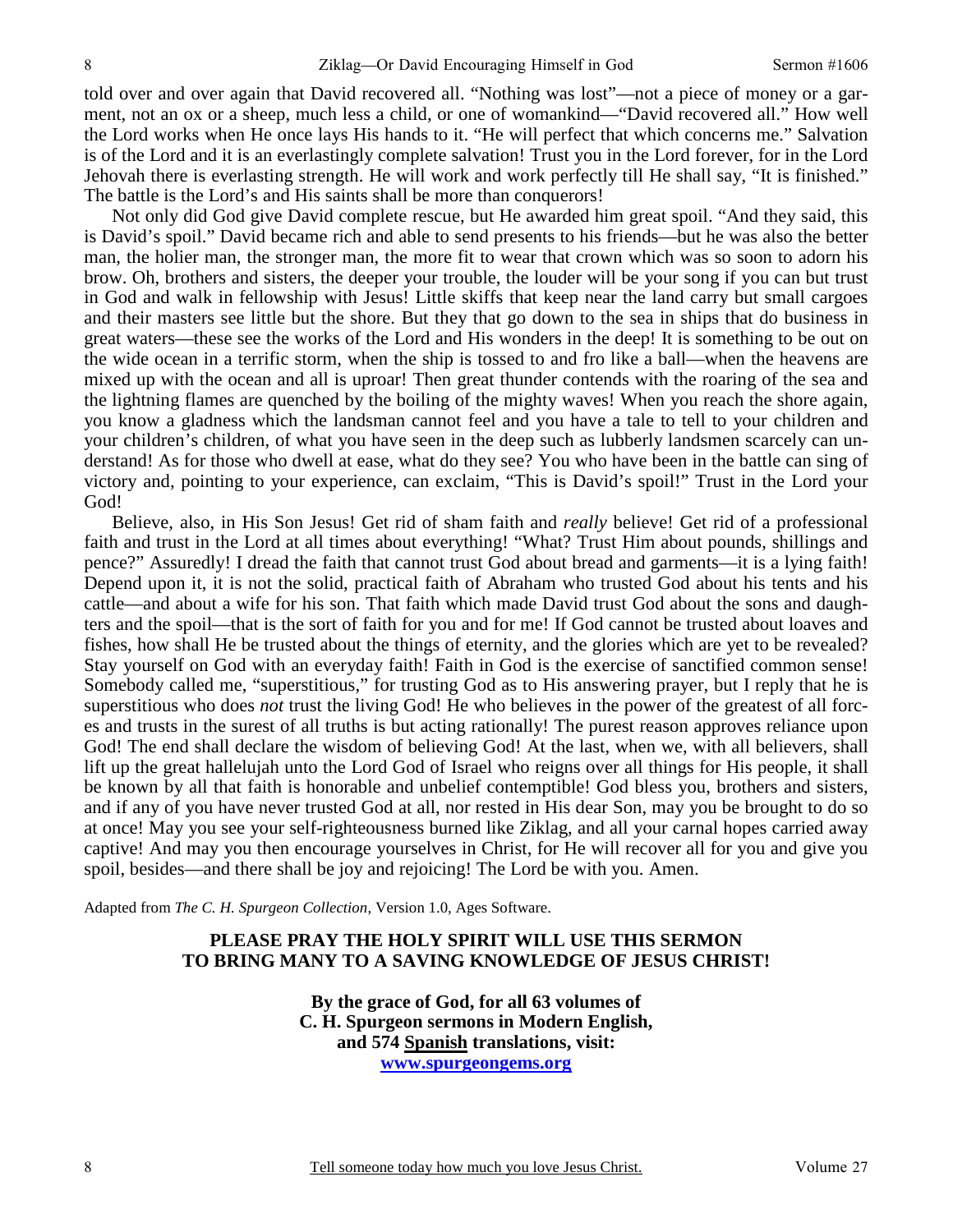told over and over again that David recovered all. "Nothing was lost"—not a piece of money or a garment, not an ox or a sheep, much less a child, or one of womankind—"David recovered all." How well the Lord works when He once lays His hands to it. "He will perfect that which concerns me." Salvation is of the Lord and it is an everlastingly complete salvation! Trust you in the Lord forever, for in the Lord Jehovah there is everlasting strength. He will work and work perfectly till He shall say, "It is finished." The battle is the Lord's and His saints shall be more than conquerors!

Not only did God give David complete rescue, but He awarded him great spoil. "And they said, this is David's spoil." David became rich and able to send presents to his friends—but he was also the better man, the holier man, the stronger man, the more fit to wear that crown which was so soon to adorn his brow. Oh, brothers and sisters, the deeper your trouble, the louder will be your song if you can but trust in God and walk in fellowship with Jesus! Little skiffs that keep near the land carry but small cargoes and their masters see little but the shore. But they that go down to the sea in ships that do business in great waters—these see the works of the Lord and His wonders in the deep! It is something to be out on the wide ocean in a terrific storm, when the ship is tossed to and fro like a ball—when the heavens are mixed up with the ocean and all is uproar! Then great thunder contends with the roaring of the sea and the lightning flames are quenched by the boiling of the mighty waves! When you reach the shore again, you know a gladness which the landsman cannot feel and you have a tale to tell to your children and your children's children, of what you have seen in the deep such as lubberly landsmen scarcely can understand! As for those who dwell at ease, what do they see? You who have been in the battle can sing of victory and, pointing to your experience, can exclaim, "This is David's spoil!" Trust in the Lord your God!

Believe, also, in His Son Jesus! Get rid of sham faith and *really* believe! Get rid of a professional faith and trust in the Lord at all times about everything! "What? Trust Him about pounds, shillings and pence?" Assuredly! I dread the faith that cannot trust God about bread and garments—it is a lying faith! Depend upon it, it is not the solid, practical faith of Abraham who trusted God about his tents and his cattle—and about a wife for his son. That faith which made David trust God about the sons and daughters and the spoil—that is the sort of faith for you and for me! If God cannot be trusted about loaves and fishes, how shall He be trusted about the things of eternity, and the glories which are yet to be revealed? Stay yourself on God with an everyday faith! Faith in God is the exercise of sanctified common sense! Somebody called me, "superstitious," for trusting God as to His answering prayer, but I reply that he is superstitious who does *not* trust the living God! He who believes in the power of the greatest of all forces and trusts in the surest of all truths is but acting rationally! The purest reason approves reliance upon God! The end shall declare the wisdom of believing God! At the last, when we, with all believers, shall lift up the great hallelujah unto the Lord God of Israel who reigns over all things for His people, it shall be known by all that faith is honorable and unbelief contemptible! God bless you, brothers and sisters, and if any of you have never trusted God at all, nor rested in His dear Son, may you be brought to do so at once! May you see your self-righteousness burned like Ziklag, and all your carnal hopes carried away captive! And may you then encourage yourselves in Christ, for He will recover all for you and give you spoil, besides—and there shall be joy and rejoicing! The Lord be with you. Amen.

Adapted from *The C. H. Spurgeon Collection*, Version 1.0, Ages Software.

**PLEASE PRAY THE HOLY SPIRIT WILL USE THIS SERMON TO BRING MANY TO A SAVING KNOWLEDGE OF JESUS CHRIST!**

**By the grace of God, for all 63 volumes of C. H. Spurgeon sermons in Modern English, and 574 Spanish translations, visit: www.spurgeongems.org**

Tell someone today how much you love Jesus Christ.